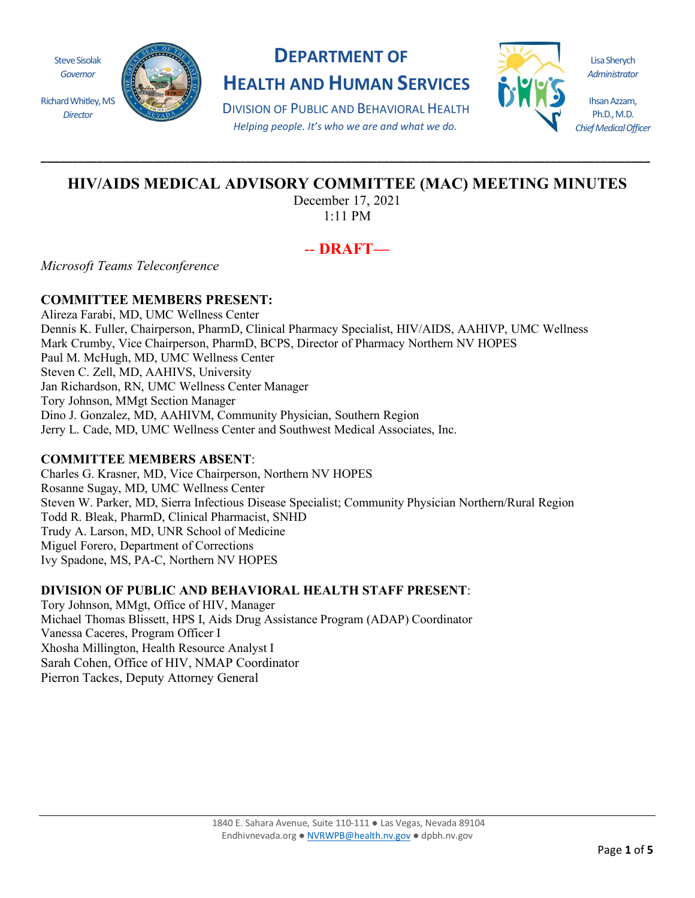Steve Sisolak
*Governor*

Richard Whitley, MS
*Director*

# DEPARTMENT OF HEALTH AND HUMAN SERVICES

DIVISION OF PUBLIC AND BEHAVIORAL HEALTH

*Helping people. It's who we are and what we do.*

Lisa Sherych
*Administrator*

Ihsan Azzam, Ph.D., M.D.
*Chief Medical Officer*

---

## HIV/AIDS MEDICAL ADVISORY COMMITTEE (MAC) MEETING MINUTES

December 17, 2021
1:11 PM

**-- DRAFT—**

*Microsoft Teams Teleconference*

**COMMITTEE MEMBERS PRESENT:**
Alireza Farabi, MD, UMC Wellness Center
Dennis K. Fuller, Chairperson, PharmD, Clinical Pharmacy Specialist, HIV/AIDS, AAHIVP, UMC Wellness
Mark Crumby, Vice Chairperson, PharmD, BCPS, Director of Pharmacy Northern NV HOPES
Paul M. McHugh, MD, UMC Wellness Center
Steven C. Zell, MD, AAHIVS, University
Jan Richardson, RN, UMC Wellness Center Manager
Tory Johnson, MMgt Section Manager
Dino J. Gonzalez, MD, AAHIVM, Community Physician, Southern Region
Jerry L. Cade, MD, UMC Wellness Center and Southwest Medical Associates, Inc.

**COMMITTEE MEMBERS ABSENT**:
Charles G. Krasner, MD, Vice Chairperson, Northern NV HOPES
Rosanne Sugay, MD, UMC Wellness Center
Steven W. Parker, MD, Sierra Infectious Disease Specialist; Community Physician Northern/Rural Region
Todd R. Bleak, PharmD, Clinical Pharmacist, SNHD
Trudy A. Larson, MD, UNR School of Medicine
Miguel Forero, Department of Corrections
Ivy Spadone, MS, PA-C, Northern NV HOPES

**DIVISION OF PUBLIC AND BEHAVIORAL HEALTH STAFF PRESENT**:
Tory Johnson, MMgt, Office of HIV, Manager
Michael Thomas Blissett, HPS I, Aids Drug Assistance Program (ADAP) Coordinator
Vanessa Caceres, Program Officer I
Xhosha Millington, Health Resource Analyst I
Sarah Cohen, Office of HIV, NMAP Coordinator
Pierron Tackes, Deputy Attorney General

1840 E. Sahara Avenue, Suite 110-111 ● Las Vegas, Nevada 89104
Endhivnevada.org ● NVRWPB@health.nv.gov ● dpbh.nv.gov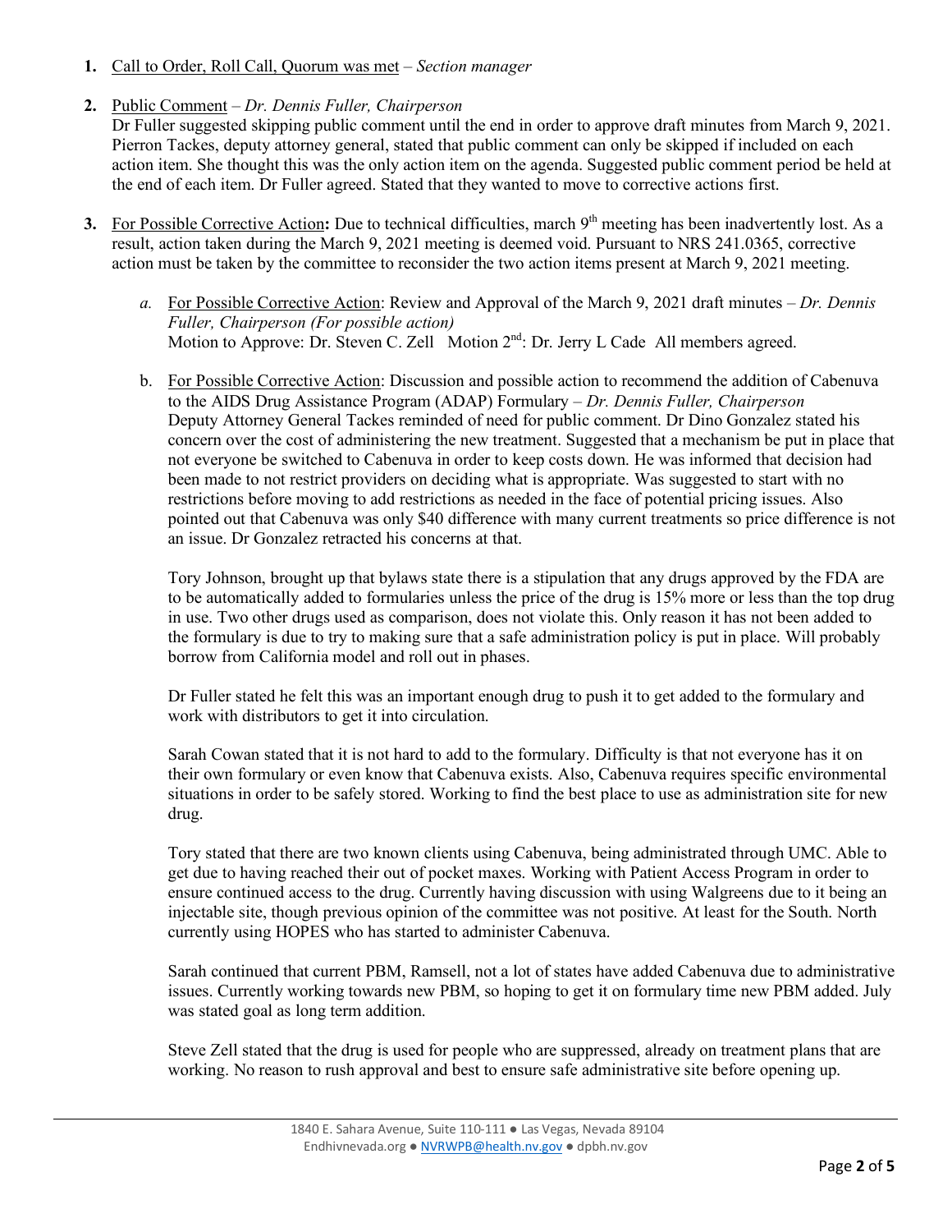1. Call to Order, Roll Call, Quorum was met – *Section manager*

2. Public Comment – *Dr. Dennis Fuller, Chairperson*
   Dr Fuller suggested skipping public comment until the end in order to approve draft minutes from March 9, 2021. Pierron Tackes, deputy attorney general, stated that public comment can only be skipped if included on each action item. She thought this was the only action item on the agenda. Suggested public comment period be held at the end of each item. Dr Fuller agreed. Stated that they wanted to move to corrective actions first.

3. For Possible Corrective Action**:** Due to technical difficulties, march 9th meeting has been inadvertently lost. As a result, action taken during the March 9, 2021 meeting is deemed void. Pursuant to NRS 241.0365, corrective action must be taken by the committee to reconsider the two action items present at March 9, 2021 meeting.

   *a.* For Possible Corrective Action: Review and Approval of the March 9, 2021 draft minutes – *Dr. Dennis Fuller, Chairperson (For possible action)*
   Motion to Approve: Dr. Steven C. Zell Motion 2nd: Dr. Jerry L Cade All members agreed.

   b. For Possible Corrective Action: Discussion and possible action to recommend the addition of Cabenuva to the AIDS Drug Assistance Program (ADAP) Formulary – *Dr. Dennis Fuller, Chairperson*
   Deputy Attorney General Tackes reminded of need for public comment. Dr Dino Gonzalez stated his concern over the cost of administering the new treatment. Suggested that a mechanism be put in place that not everyone be switched to Cabenuva in order to keep costs down. He was informed that decision had been made to not restrict providers on deciding what is appropriate. Was suggested to start with no restrictions before moving to add restrictions as needed in the face of potential pricing issues. Also pointed out that Cabenuva was only $40 difference with many current treatments so price difference is not an issue. Dr Gonzalez retracted his concerns at that.

   Tory Johnson, brought up that bylaws state there is a stipulation that any drugs approved by the FDA are to be automatically added to formularies unless the price of the drug is 15% more or less than the top drug in use. Two other drugs used as comparison, does not violate this. Only reason it has not been added to the formulary is due to try to making sure that a safe administration policy is put in place. Will probably borrow from California model and roll out in phases.

   Dr Fuller stated he felt this was an important enough drug to push it to get added to the formulary and work with distributors to get it into circulation.

   Sarah Cowan stated that it is not hard to add to the formulary. Difficulty is that not everyone has it on their own formulary or even know that Cabenuva exists. Also, Cabenuva requires specific environmental situations in order to be safely stored. Working to find the best place to use as administration site for new drug.

   Tory stated that there are two known clients using Cabenuva, being administrated through UMC. Able to get due to having reached their out of pocket maxes. Working with Patient Access Program in order to ensure continued access to the drug. Currently having discussion with using Walgreens due to it being an injectable site, though previous opinion of the committee was not positive. At least for the South. North currently using HOPES who has started to administer Cabenuva.

   Sarah continued that current PBM, Ramsell, not a lot of states have added Cabenuva due to administrative issues. Currently working towards new PBM, so hoping to get it on formulary time new PBM added. July was stated goal as long term addition.

   Steve Zell stated that the drug is used for people who are suppressed, already on treatment plans that are working. No reason to rush approval and best to ensure safe administrative site before opening up.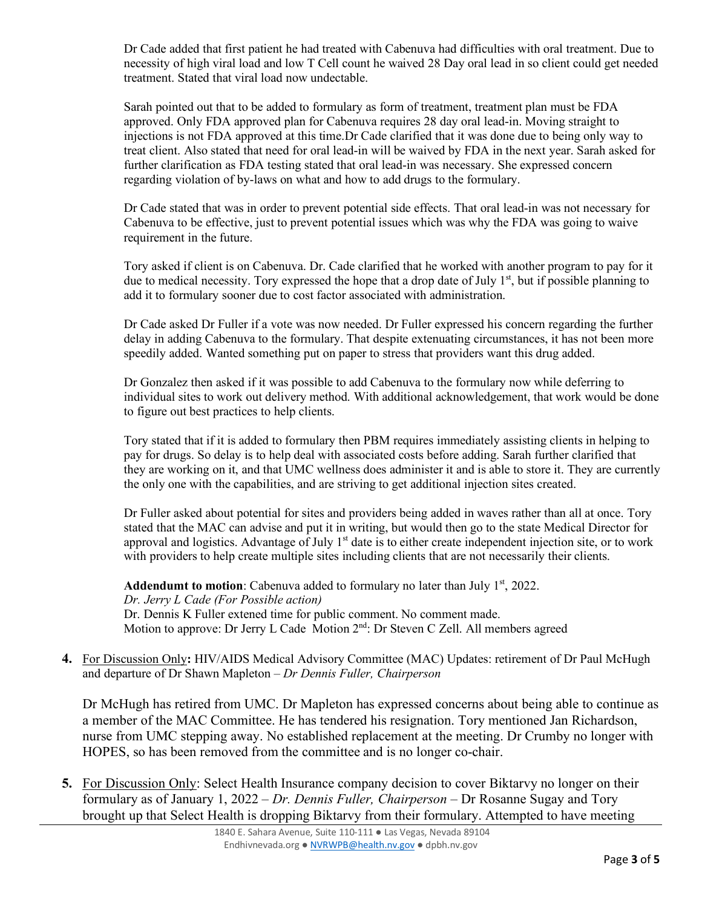Dr Cade added that first patient he had treated with Cabenuva had difficulties with oral treatment. Due to necessity of high viral load and low T Cell count he waived 28 Day oral lead in so client could get needed treatment. Stated that viral load now undectable.

Sarah pointed out that to be added to formulary as form of treatment, treatment plan must be FDA approved. Only FDA approved plan for Cabenuva requires 28 day oral lead-in. Moving straight to injections is not FDA approved at this time.Dr Cade clarified that it was done due to being only way to treat client. Also stated that need for oral lead-in will be waived by FDA in the next year. Sarah asked for further clarification as FDA testing stated that oral lead-in was necessary. She expressed concern regarding violation of by-laws on what and how to add drugs to the formulary.

Dr Cade stated that was in order to prevent potential side effects. That oral lead-in was not necessary for Cabenuva to be effective, just to prevent potential issues which was why the FDA was going to waive requirement in the future.

Tory asked if client is on Cabenuva. Dr. Cade clarified that he worked with another program to pay for it due to medical necessity. Tory expressed the hope that a drop date of July 1st, but if possible planning to add it to formulary sooner due to cost factor associated with administration.

Dr Cade asked Dr Fuller if a vote was now needed. Dr Fuller expressed his concern regarding the further delay in adding Cabenuva to the formulary. That despite extenuating circumstances, it has not been more speedily added. Wanted something put on paper to stress that providers want this drug added.

Dr Gonzalez then asked if it was possible to add Cabenuva to the formulary now while deferring to individual sites to work out delivery method. With additional acknowledgement, that work would be done to figure out best practices to help clients.

Tory stated that if it is added to formulary then PBM requires immediately assisting clients in helping to pay for drugs. So delay is to help deal with associated costs before adding. Sarah further clarified that they are working on it, and that UMC wellness does administer it and is able to store it. They are currently the only one with the capabilities, and are striving to get additional injection sites created.

Dr Fuller asked about potential for sites and providers being added in waves rather than all at once. Tory stated that the MAC can advise and put it in writing, but would then go to the state Medical Director for approval and logistics. Advantage of July 1st date is to either create independent injection site, or to work with providers to help create multiple sites including clients that are not necessarily their clients.

**Addendumt to motion**: Cabenuva added to formulary no later than July 1st, 2022.
*Dr. Jerry L Cade (For Possible action)*
Dr. Dennis K Fuller extened time for public comment. No comment made.
Motion to approve: Dr Jerry L Cade Motion 2nd: Dr Steven C Zell. All members agreed

**4.** For Discussion Only**:** HIV/AIDS Medical Advisory Committee (MAC) Updates: retirement of Dr Paul McHugh and departure of Dr Shawn Mapleton – *Dr Dennis Fuller, Chairperson*

Dr McHugh has retired from UMC. Dr Mapleton has expressed concerns about being able to continue as a member of the MAC Committee. He has tendered his resignation. Tory mentioned Jan Richardson, nurse from UMC stepping away. No established replacement at the meeting. Dr Crumby no longer with HOPES, so has been removed from the committee and is no longer co-chair.

**5.** For Discussion Only: Select Health Insurance company decision to cover Biktarvy no longer on their formulary as of January 1, 2022 – *Dr. Dennis Fuller, Chairperson* – Dr Rosanne Sugay and Tory brought up that Select Health is dropping Biktarvy from their formulary. Attempted to have meeting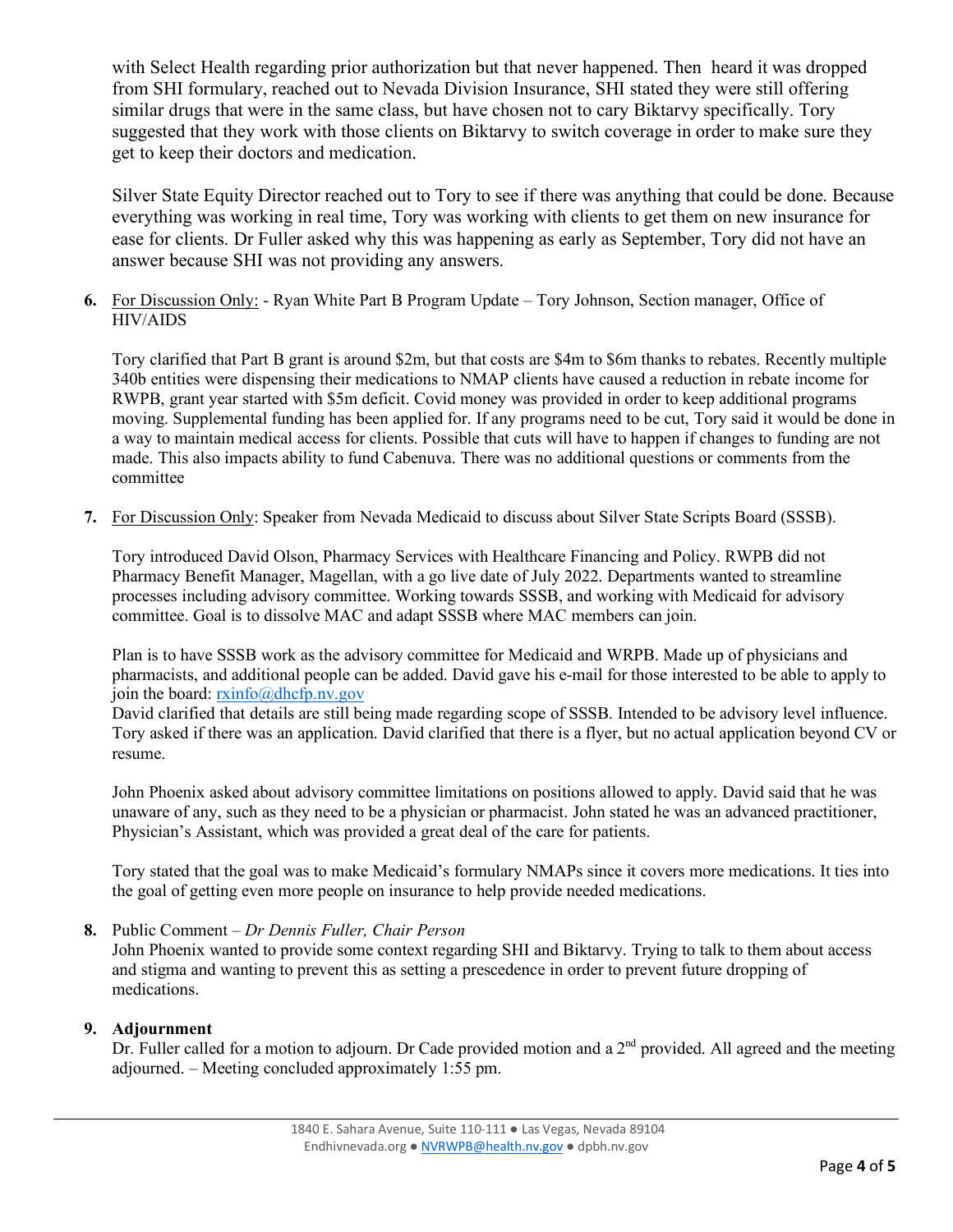with Select Health regarding prior authorization but that never happened. Then  heard it was dropped from SHI formulary, reached out to Nevada Division Insurance, SHI stated they were still offering similar drugs that were in the same class, but have chosen not to cary Biktarvy specifically. Tory suggested that they work with those clients on Biktarvy to switch coverage in order to make sure they get to keep their doctors and medication.

Silver State Equity Director reached out to Tory to see if there was anything that could be done. Because everything was working in real time, Tory was working with clients to get them on new insurance for ease for clients. Dr Fuller asked why this was happening as early as September, Tory did not have an answer because SHI was not providing any answers.

**6.** For Discussion Only: - Ryan White Part B Program Update – Tory Johnson, Section manager, Office of HIV/AIDS

Tory clarified that Part B grant is around \$2m, but that costs are \$4m to \$6m thanks to rebates. Recently multiple 340b entities were dispensing their medications to NMAP clients have caused a reduction in rebate income for RWPB, grant year started with \$5m deficit. Covid money was provided in order to keep additional programs moving. Supplemental funding has been applied for. If any programs need to be cut, Tory said it would be done in a way to maintain medical access for clients. Possible that cuts will have to happen if changes to funding are not made. This also impacts ability to fund Cabenuva. There was no additional questions or comments from the committee

**7.** For Discussion Only: Speaker from Nevada Medicaid to discuss about Silver State Scripts Board (SSSB).

Tory introduced David Olson, Pharmacy Services with Healthcare Financing and Policy. RWPB did not Pharmacy Benefit Manager, Magellan, with a go live date of July 2022. Departments wanted to streamline processes including advisory committee. Working towards SSSB, and working with Medicaid for advisory committee. Goal is to dissolve MAC and adapt SSSB where MAC members can join.

Plan is to have SSSB work as the advisory committee for Medicaid and WRPB. Made up of physicians and pharmacists, and additional people can be added. David gave his e-mail for those interested to be able to apply to join the board: rxinfo@dhcfp.nv.gov
David clarified that details are still being made regarding scope of SSSB. Intended to be advisory level influence. Tory asked if there was an application. David clarified that there is a flyer, but no actual application beyond CV or resume.

John Phoenix asked about advisory committee limitations on positions allowed to apply. David said that he was unaware of any, such as they need to be a physician or pharmacist. John stated he was an advanced practitioner, Physician's Assistant, which was provided a great deal of the care for patients.

Tory stated that the goal was to make Medicaid's formulary NMAPs since it covers more medications. It ties into the goal of getting even more people on insurance to help provide needed medications.

**8.** Public Comment – *Dr Dennis Fuller, Chair Person*
John Phoenix wanted to provide some context regarding SHI and Biktarvy. Trying to talk to them about access and stigma and wanting to prevent this as setting a prescedence in order to prevent future dropping of medications.

**9. Adjournment**
Dr. Fuller called for a motion to adjourn. Dr Cade provided motion and a 2nd provided. All agreed and the meeting adjourned. – Meeting concluded approximately 1:55 pm.

1840 E. Sahara Avenue, Suite 110-111 ● Las Vegas, Nevada 89104
Endhivnevada.org ● NVRWPB@health.nv.gov ● dpbh.nv.gov